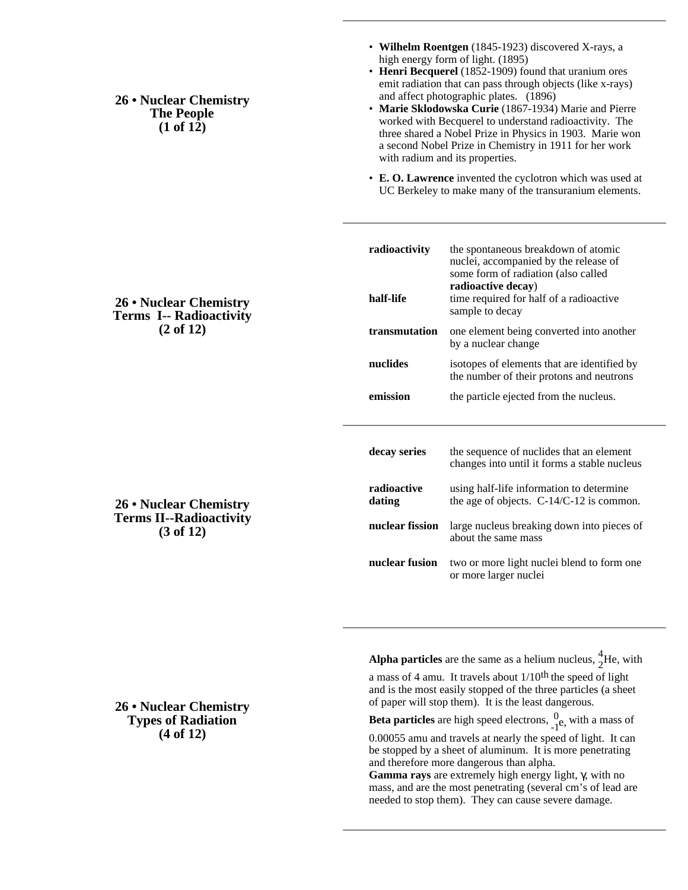## 26 • Nuclear Chemistry The People (1 of 12)

- **Wilhelm Roentgen** (1845-1923) discovered X-rays, a high energy form of light. (1895)
- **Henri Becquerel** (1852-1909) found that uranium ores emit radiation that can pass through objects (like x-rays) and affect photographic plates. (1896)
- **Marie Sklodowska Curie** (1867-1934) Marie and Pierre worked with Becquerel to understand radioactivity. The three shared a Nobel Prize in Physics in 1903. Marie won a second Nobel Prize in Chemistry in 1911 for her work with radium and its properties.
- **E. O. Lawrence** invented the cyclotron which was used at UC Berkeley to make many of the transuranium elements.

## 26 • Nuclear Chemistry Terms I-- Radioactivity (2 of 12)

| Term | Definition |
|---|---|
| **radioactivity** | the spontaneous breakdown of atomic nuclei, accompanied by the release of some form of radiation (also called **radioactive decay**) |
| **half-life** | time required for half of a radioactive sample to decay |
| **transmutation** | one element being converted into another by a nuclear change |
| **nuclides** | isotopes of elements that are identified by the number of their protons and neutrons |
| **emission** | the particle ejected from the nucleus. |

## 26 • Nuclear Chemistry Terms II--Radioactivity (3 of 12)

| Term | Definition |
|---|---|
| **decay series** | the sequence of nuclides that an element changes into until it forms a stable nucleus |
| **radioactive dating** | using half-life information to determine the age of objects. C-14/C-12 is common. |
| **nuclear fission** | large nucleus breaking down into pieces of about the same mass |
| **nuclear fusion** | two or more light nuclei blend to form one or more larger nuclei |

## 26 • Nuclear Chemistry Types of Radiation (4 of 12)

**Alpha particles** are the same as a helium nucleus, $^{4}_{2}He$, with a mass of 4 amu. It travels about 1/10$^{th}$ the speed of light and is the most easily stopped of the three particles (a sheet of paper will stop them). It is the least dangerous.

**Beta particles** are high speed electrons, $^{0}_{-1}e$, with a mass of 0.00055 amu and travels at nearly the speed of light. It can be stopped by a sheet of aluminum. It is more penetrating and therefore more dangerous than alpha.

**Gamma rays** are extremely high energy light, $\gamma$, with no mass, and are the most penetrating (several cm's of lead are needed to stop them). They can cause severe damage.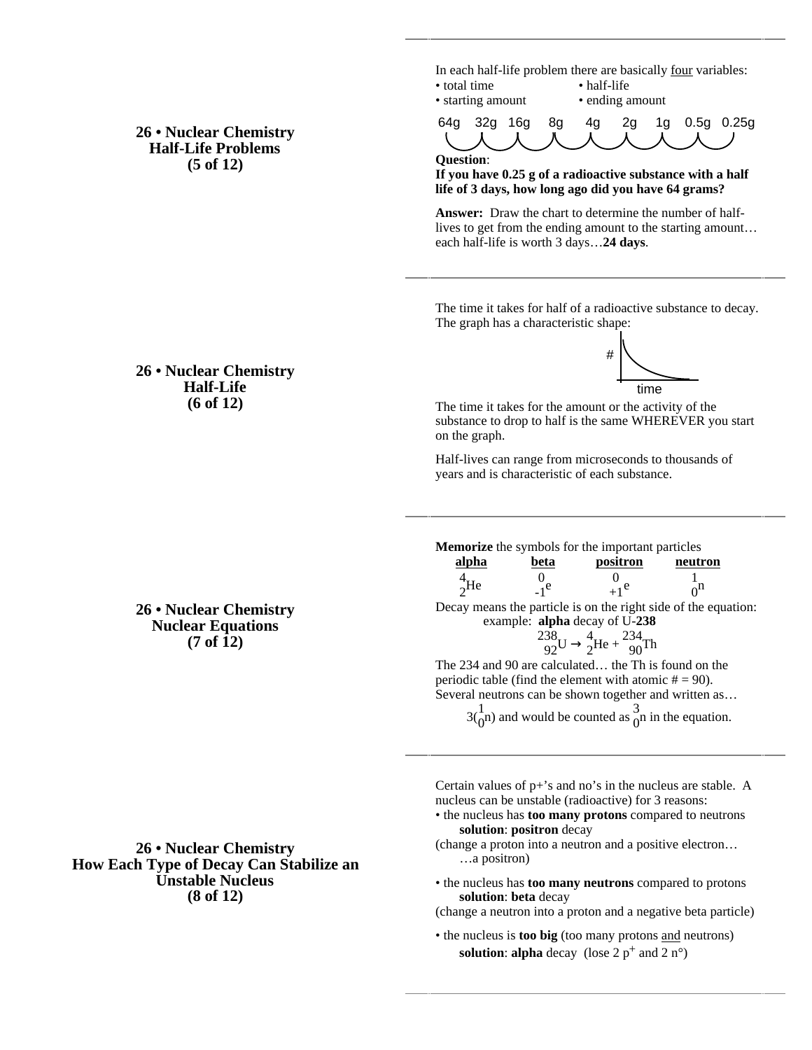## 26 • Nuclear Chemistry
## Half-Life Problems
## (5 of 12)

In each half-life problem there are basically <u>four</u> variables:

- total time
- half-life
- starting amount
- ending amount

64g 32g 16g 8g 4g 2g 1g 0.5g 0.25g

**Question**:
**If you have 0.25 g of a radioactive substance with a half life of 3 days, how long ago did you have 64 grams?**

**Answer:** Draw the chart to determine the number of half-lives to get from the ending amount to the starting amount… each half-life is worth 3 days…**24 days**.

## 26 • Nuclear Chemistry
## Half-Life
## (6 of 12)

The time it takes for half of a radioactive substance to decay. The graph has a characteristic shape:

#

time

The time it takes for the amount or the activity of the substance to drop to half is the same WHEREVER you start on the graph.

Half-lives can range from microseconds to thousands of years and is characteristic of each substance.

## 26 • Nuclear Chemistry
## Nuclear Equations
## (7 of 12)

**Memorize** the symbols for the important particles

| <u>alpha</u> | <u>beta</u> | <u>positron</u> | <u>neutron</u> |
|---|---|---|---|
| ${}^{4}_{2}He$ | ${}^{0}_{-1}e$ | ${}^{0}_{+1}e$ | ${}^{1}_{0}n$ |

Decay means the particle is on the right side of the equation:

example: **alpha** decay of U-**238**

$${}^{238}_{92}U \rightarrow {}^{4}_{2}He + {}^{234}_{90}Th$$

The 234 and 90 are calculated… the Th is found on the periodic table (find the element with atomic # = 90).
Several neutrons can be shown together and written as…

$3({}^{1}_{0}n)$ and would be counted as ${}^{3}_{0}n$ in the equation.

## 26 • Nuclear Chemistry
## How Each Type of Decay Can Stabilize an Unstable Nucleus
## (8 of 12)

Certain values of p+'s and no's in the nucleus are stable. A nucleus can be unstable (radioactive) for 3 reasons:

- the nucleus has **too many protons** compared to neutrons
  **solution**: **positron** decay

(change a proton into a neutron and a positive electron… …a positron)

- the nucleus has **too many neutrons** compared to protons
  **solution**: **beta** decay

(change a neutron into a proton and a negative beta particle)

- the nucleus is **too big** (too many protons <u>and</u> neutrons)
  **solution**: **alpha** decay (lose 2 $p^{+}$ and 2 $n^{\circ}$)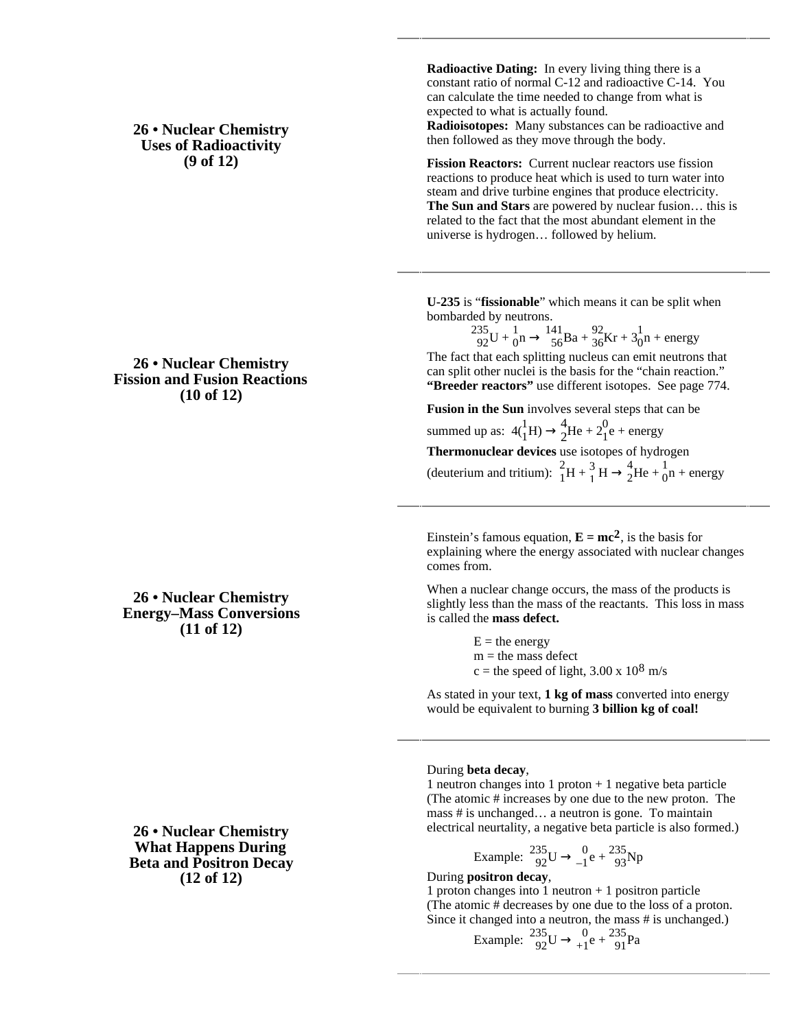## 26 • Nuclear Chemistry Uses of Radioactivity (9 of 12)

**Radioactive Dating:** In every living thing there is a constant ratio of normal C-12 and radioactive C-14. You can calculate the time needed to change from what is expected to what is actually found.
**Radioisotopes:** Many substances can be radioactive and then followed as they move through the body.

**Fission Reactors:** Current nuclear reactors use fission reactions to produce heat which is used to turn water into steam and drive turbine engines that produce electricity.
**The Sun and Stars** are powered by nuclear fusion… this is related to the fact that the most abundant element in the universe is hydrogen… followed by helium.

## 26 • Nuclear Chemistry Fission and Fusion Reactions (10 of 12)

**U-235** is "**fissionable**" which means it can be split when bombarded by neutrons.

$$^{235}_{92}U + ^{1}_{0}n \rightarrow ^{141}_{56}Ba + ^{92}_{36}Kr + 3^{1}_{0}n + \text{energy}$$

The fact that each splitting nucleus can emit neutrons that can split other nuclei is the basis for the "chain reaction."
**"Breeder reactors"** use different isotopes. See page 774.

**Fusion in the Sun** involves several steps that can be summed up as: $4(^{1}_{1}H) \rightarrow ^{4}_{2}He + 2^{0}_{1}e + \text{energy}$

**Thermonuclear devices** use isotopes of hydrogen (deuterium and tritium): $^{2}_{1}H + ^{3}_{1}H \rightarrow ^{4}_{2}He + ^{1}_{0}n + \text{energy}$

## 26 • Nuclear Chemistry Energy–Mass Conversions (11 of 12)

Einstein's famous equation, $\mathbf{E = mc^2}$, is the basis for explaining where the energy associated with nuclear changes comes from.

When a nuclear change occurs, the mass of the products is slightly less than the mass of the reactants. This loss in mass is called the **mass defect.**

E = the energy
m = the mass defect
c = the speed of light, $3.00 \times 10^8$ m/s

As stated in your text, **1 kg of mass** converted into energy would be equivalent to burning **3 billion kg of coal!**

## 26 • Nuclear Chemistry What Happens During Beta and Positron Decay (12 of 12)

During **beta decay**,
1 neutron changes into 1 proton + 1 negative beta particle (The atomic # increases by one due to the new proton. The mass # is unchanged… a neutron is gone. To maintain electrical neurtality, a negative beta particle is also formed.)

Example: $^{235}_{92}U \rightarrow ^{0}_{-1}e + ^{235}_{93}Np$

During **positron decay**,
1 proton changes into 1 neutron + 1 positron particle (The atomic # decreases by one due to the loss of a proton. Since it changed into a neutron, the mass # is unchanged.)

Example: $^{235}_{92}U \rightarrow ^{0}_{+1}e + ^{235}_{91}Pa$